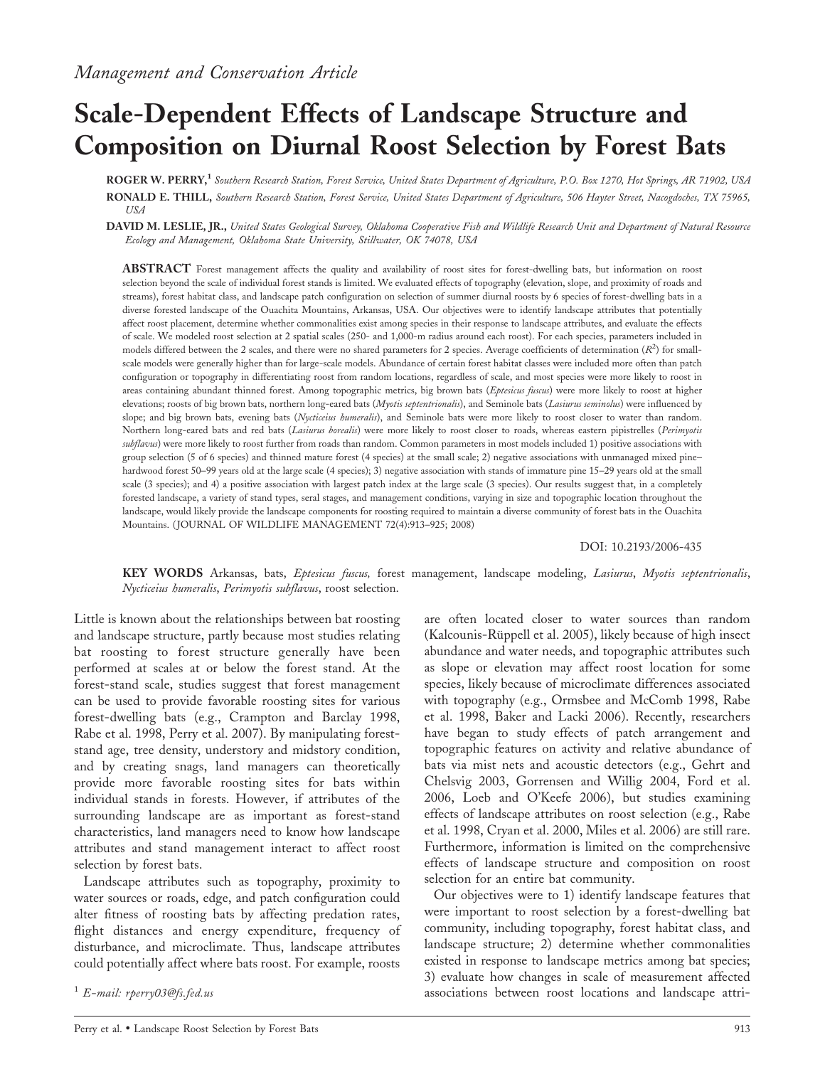*Management and Conservation Article*

# Scale-Dependent Effects of Landscape Structure and Composition on Diurnal Roost Selection by Forest Bats

**ROGER W. PERRY,**[1] *Southern Research Station, Forest Service, United States Department of Agriculture, P.O. Box 1270, Hot Springs, AR 71902, USA*

**RONALD E. THILL,** *Southern Research Station, Forest Service, United States Department of Agriculture, 506 Hayter Street, Nacogdoches, TX 75965, USA*

**DAVID M. LESLIE, JR.,** *United States Geological Survey, Oklahoma Cooperative Fish and Wildlife Research Unit and Department of Natural Resource Ecology and Management, Oklahoma State University, Stillwater, OK 74078, USA*

**ABSTRACT** Forest management affects the quality and availability of roost sites for forest-dwelling bats, but information on roost selection beyond the scale of individual forest stands is limited. We evaluated effects of topography (elevation, slope, and proximity of roads and streams), forest habitat class, and landscape patch configuration on selection of summer diurnal roosts by 6 species of forest-dwelling bats in a diverse forested landscape of the Ouachita Mountains, Arkansas, USA. Our objectives were to identify landscape attributes that potentially affect roost placement, determine whether commonalities exist among species in their response to landscape attributes, and evaluate the effects of scale. We modeled roost selection at 2 spatial scales (250- and 1,000-m radius around each roost). For each species, parameters included in models differed between the 2 scales, and there were no shared parameters for 2 species. Average coefficients of determination ($R^2$) for small-scale models were generally higher than for large-scale models. Abundance of certain forest habitat classes were included more often than patch configuration or topography in differentiating roost from random locations, regardless of scale, and most species were more likely to roost in areas containing abundant thinned forest. Among topographic metrics, big brown bats (*Eptesicus fuscus*) were more likely to roost at higher elevations; roosts of big brown bats, northern long-eared bats (*Myotis septentrionalis*), and Seminole bats (*Lasiurus seminolus*) were influenced by slope; and big brown bats, evening bats (*Nycticeius humeralis*), and Seminole bats were more likely to roost closer to water than random. Northern long-eared bats and red bats (*Lasiurus borealis*) were more likely to roost closer to roads, whereas eastern pipistrelles (*Perimyotis subflavus*) were more likely to roost further from roads than random. Common parameters in most models included 1) positive associations with group selection (5 of 6 species) and thinned mature forest (4 species) at the small scale; 2) negative associations with unmanaged mixed pine–hardwood forest 50–99 years old at the large scale (4 species); 3) negative association with stands of immature pine 15–29 years old at the small scale (3 species); and 4) a positive association with largest patch index at the large scale (3 species). Our results suggest that, in a completely forested landscape, a variety of stand types, seral stages, and management conditions, varying in size and topographic location throughout the landscape, would likely provide the landscape components for roosting required to maintain a diverse community of forest bats in the Ouachita Mountains. (JOURNAL OF WILDLIFE MANAGEMENT 72(4):913–925; 2008)

DOI: 10.2193/2006-435

**KEY WORDS** Arkansas, bats, *Eptesicus fuscus,* forest management, landscape modeling, *Lasiurus*, *Myotis septentrionalis*, *Nycticeius humeralis*, *Perimyotis subflavus*, roost selection.

Little is known about the relationships between bat roosting and landscape structure, partly because most studies relating bat roosting to forest structure generally have been performed at scales at or below the forest stand. At the forest-stand scale, studies suggest that forest management can be used to provide favorable roosting sites for various forest-dwelling bats (e.g., Crampton and Barclay 1998, Rabe et al. 1998, Perry et al. 2007). By manipulating forest-stand age, tree density, understory and midstory condition, and by creating snags, land managers can theoretically provide more favorable roosting sites for bats within individual stands in forests. However, if attributes of the surrounding landscape are as important as forest-stand characteristics, land managers need to know how landscape attributes and stand management interact to affect roost selection by forest bats.

Landscape attributes such as topography, proximity to water sources or roads, edge, and patch configuration could alter fitness of roosting bats by affecting predation rates, flight distances and energy expenditure, frequency of disturbance, and microclimate. Thus, landscape attributes could potentially affect where bats roost. For example, roosts are often located closer to water sources than random (Kalcounis-Rüppell et al. 2005), likely because of high insect abundance and water needs, and topographic attributes such as slope or elevation may affect roost location for some species, likely because of microclimate differences associated with topography (e.g., Ormsbee and McComb 1998, Rabe et al. 1998, Baker and Lacki 2006). Recently, researchers have began to study effects of patch arrangement and topographic features on activity and relative abundance of bats via mist nets and acoustic detectors (e.g., Gehrt and Chelsvig 2003, Gorrensen and Willig 2004, Ford et al. 2006, Loeb and O'Keefe 2006), but studies examining effects of landscape attributes on roost selection (e.g., Rabe et al. 1998, Cryan et al. 2000, Miles et al. 2006) are still rare. Furthermore, information is limited on the comprehensive effects of landscape structure and composition on roost selection for an entire bat community.

Our objectives were to 1) identify landscape features that were important to roost selection by a forest-dwelling bat community, including topography, forest habitat class, and landscape structure; 2) determine whether commonalities existed in response to landscape metrics among bat species; 3) evaluate how changes in scale of measurement affected associations between roost locations and landscape attri-

[1] *E-mail: rperry03@fs.fed.us*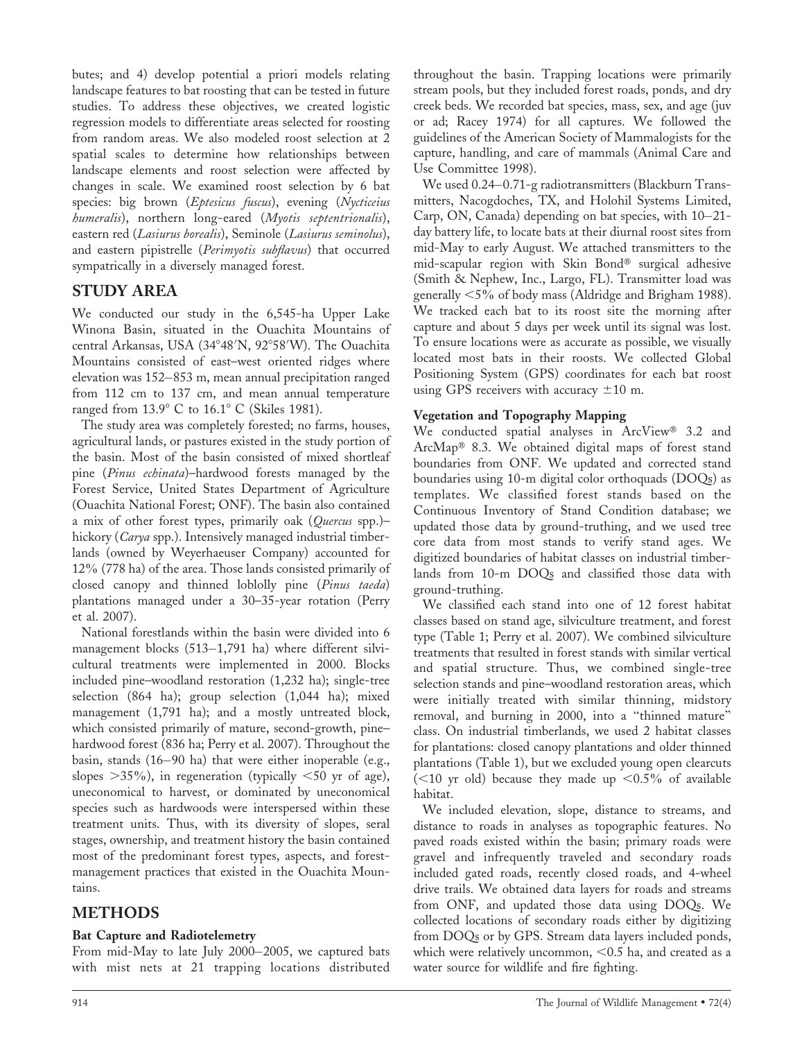butes; and 4) develop potential a priori models relating landscape features to bat roosting that can be tested in future studies. To address these objectives, we created logistic regression models to differentiate areas selected for roosting from random areas. We also modeled roost selection at 2 spatial scales to determine how relationships between landscape elements and roost selection were affected by changes in scale. We examined roost selection by 6 bat species: big brown (*Eptesicus fuscus*), evening (*Nycticeius humeralis*), northern long-eared (*Myotis septentrionalis*), eastern red (*Lasiurus borealis*), Seminole (*Lasiurus seminolus*), and eastern pipistrelle (*Perimyotis subflavus*) that occurred sympatrically in a diversely managed forest.

## STUDY AREA

We conducted our study in the 6,545-ha Upper Lake Winona Basin, situated in the Ouachita Mountains of central Arkansas, USA (34°48′N, 92°58′W). The Ouachita Mountains consisted of east–west oriented ridges where elevation was 152–853 m, mean annual precipitation ranged from 112 cm to 137 cm, and mean annual temperature ranged from 13.9° C to 16.1° C (Skiles 1981).

The study area was completely forested; no farms, houses, agricultural lands, or pastures existed in the study portion of the basin. Most of the basin consisted of mixed shortleaf pine (*Pinus echinata*)–hardwood forests managed by the Forest Service, United States Department of Agriculture (Ouachita National Forest; ONF). The basin also contained a mix of other forest types, primarily oak (*Quercus* spp.)–hickory (*Carya* spp.). Intensively managed industrial timberlands (owned by Weyerhaeuser Company) accounted for 12% (778 ha) of the area. Those lands consisted primarily of closed canopy and thinned loblolly pine (*Pinus taeda*) plantations managed under a 30–35-year rotation (Perry et al. 2007).

National forestlands within the basin were divided into 6 management blocks (513–1,791 ha) where different silvicultural treatments were implemented in 2000. Blocks included pine–woodland restoration (1,232 ha); single-tree selection (864 ha); group selection (1,044 ha); mixed management (1,791 ha); and a mostly untreated block, which consisted primarily of mature, second-growth, pine–hardwood forest (836 ha; Perry et al. 2007). Throughout the basin, stands (16–90 ha) that were either inoperable (e.g., slopes >35%), in regeneration (typically <50 yr of age), uneconomical to harvest, or dominated by uneconomical species such as hardwoods were interspersed within these treatment units. Thus, with its diversity of slopes, seral stages, ownership, and treatment history the basin contained most of the predominant forest types, aspects, and forest-management practices that existed in the Ouachita Mountains.

## METHODS

### Bat Capture and Radiotelemetry

From mid-May to late July 2000–2005, we captured bats with mist nets at 21 trapping locations distributed throughout the basin. Trapping locations were primarily stream pools, but they included forest roads, ponds, and dry creek beds. We recorded bat species, mass, sex, and age (juv or ad; Racey 1974) for all captures. We followed the guidelines of the American Society of Mammalogists for the capture, handling, and care of mammals (Animal Care and Use Committee 1998).

We used 0.24–0.71-g radiotransmitters (Blackburn Transmitters, Nacogdoches, TX, and Holohil Systems Limited, Carp, ON, Canada) depending on bat species, with 10–21-day battery life, to locate bats at their diurnal roost sites from mid-May to early August. We attached transmitters to the mid-scapular region with Skin Bond® surgical adhesive (Smith & Nephew, Inc., Largo, FL). Transmitter load was generally <5% of body mass (Aldridge and Brigham 1988). We tracked each bat to its roost site the morning after capture and about 5 days per week until its signal was lost. To ensure locations were as accurate as possible, we visually located most bats in their roosts. We collected Global Positioning System (GPS) coordinates for each bat roost using GPS receivers with accuracy ±10 m.

### Vegetation and Topography Mapping

We conducted spatial analyses in ArcView® 3.2 and ArcMap® 8.3. We obtained digital maps of forest stand boundaries from ONF. We updated and corrected stand boundaries using 10-m digital color orthoquads (DOQs) as templates. We classified forest stands based on the Continuous Inventory of Stand Condition database; we updated those data by ground-truthing, and we used tree core data from most stands to verify stand ages. We digitized boundaries of habitat classes on industrial timberlands from 10-m DOQs and classified those data with ground-truthing.

We classified each stand into one of 12 forest habitat classes based on stand age, silviculture treatment, and forest type (Table 1; Perry et al. 2007). We combined silviculture treatments that resulted in forest stands with similar vertical and spatial structure. Thus, we combined single-tree selection stands and pine–woodland restoration areas, which were initially treated with similar thinning, midstory removal, and burning in 2000, into a "thinned mature" class. On industrial timberlands, we used 2 habitat classes for plantations: closed canopy plantations and older thinned plantations (Table 1), but we excluded young open clearcuts (<10 yr old) because they made up <0.5% of available habitat.

We included elevation, slope, distance to streams, and distance to roads in analyses as topographic features. No paved roads existed within the basin; primary roads were gravel and infrequently traveled and secondary roads included gated roads, recently closed roads, and 4-wheel drive trails. We obtained data layers for roads and streams from ONF, and updated those data using DOQs. We collected locations of secondary roads either by digitizing from DOQs or by GPS. Stream data layers included ponds, which were relatively uncommon, <0.5 ha, and created as a water source for wildlife and fire fighting.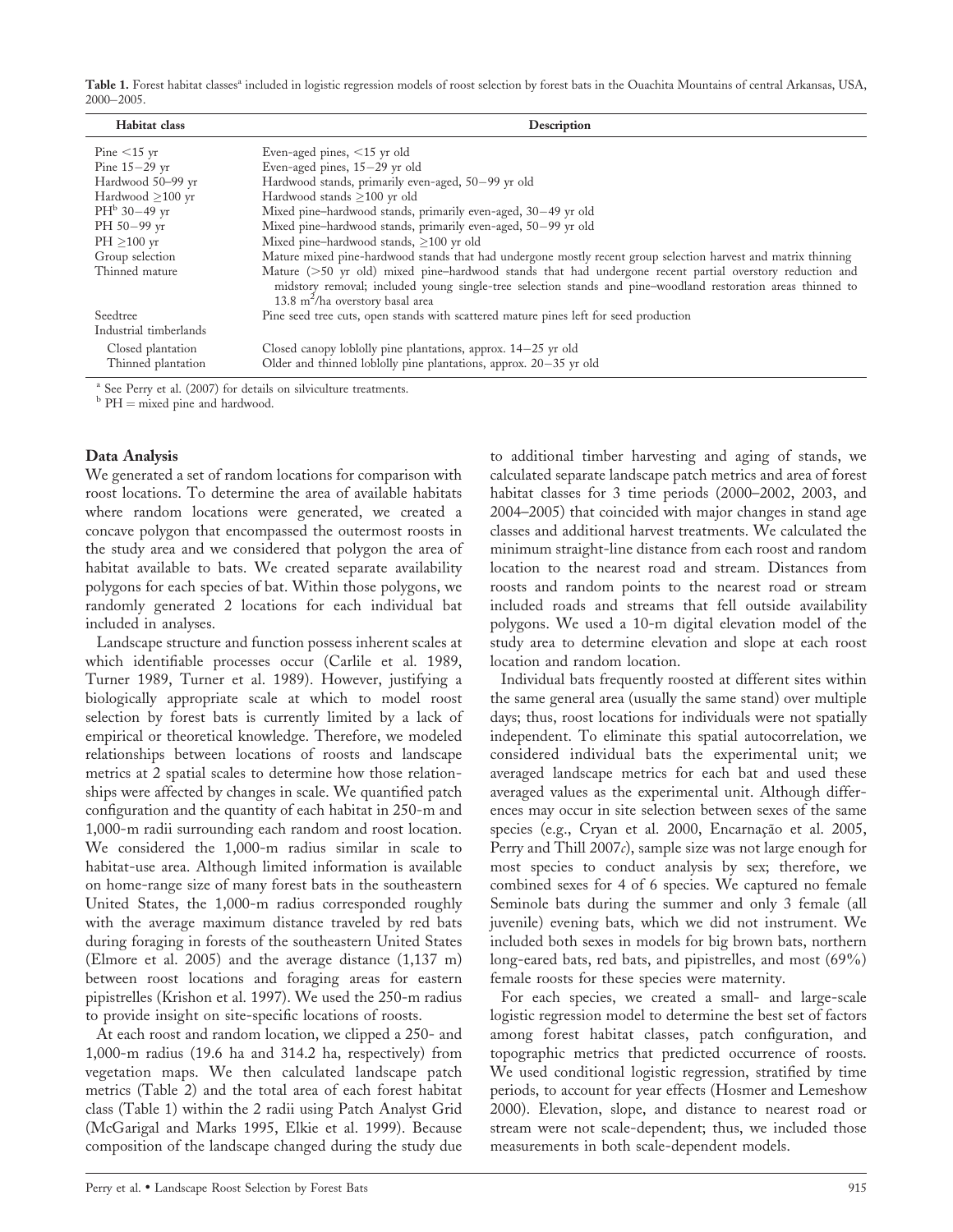**Table 1.** Forest habitat classes[a] included in logistic regression models of roost selection by forest bats in the Ouachita Mountains of central Arkansas, USA, 2000–2005.

| Habitat class | Description |
|---|---|
| Pine <15 yr | Even-aged pines, <15 yr old |
| Pine 15–29 yr | Even-aged pines, 15–29 yr old |
| Hardwood 50–99 yr | Hardwood stands, primarily even-aged, 50–99 yr old |
| Hardwood ≥100 yr | Hardwood stands ≥100 yr old |
| PH[b] 30–49 yr | Mixed pine–hardwood stands, primarily even-aged, 30–49 yr old |
| PH 50–99 yr | Mixed pine–hardwood stands, primarily even-aged, 50–99 yr old |
| PH ≥100 yr | Mixed pine–hardwood stands, ≥100 yr old |
| Group selection | Mature mixed pine-hardwood stands that had undergone mostly recent group selection harvest and matrix thinning |
| Thinned mature | Mature (>50 yr old) mixed pine–hardwood stands that had undergone recent partial overstory reduction and midstory removal; included young single-tree selection stands and pine–woodland restoration areas thinned to 13.8 $m^2$/ha overstory basal area |
| Seedtree | Pine seed tree cuts, open stands with scattered mature pines left for seed production |
| Industrial timberlands | |
| Closed plantation | Closed canopy loblolly pine plantations, approx. 14–25 yr old |
| Thinned plantation | Older and thinned loblolly pine plantations, approx. 20–35 yr old |

[a] See Perry et al. (2007) for details on silviculture treatments.
[b] PH = mixed pine and hardwood.

### Data Analysis

We generated a set of random locations for comparison with roost locations. To determine the area of available habitats where random locations were generated, we created a concave polygon that encompassed the outermost roosts in the study area and we considered that polygon the area of habitat available to bats. We created separate availability polygons for each species of bat. Within those polygons, we randomly generated 2 locations for each individual bat included in analyses.

Landscape structure and function possess inherent scales at which identifiable processes occur (Carlile et al. 1989, Turner 1989, Turner et al. 1989). However, justifying a biologically appropriate scale at which to model roost selection by forest bats is currently limited by a lack of empirical or theoretical knowledge. Therefore, we modeled relationships between locations of roosts and landscape metrics at 2 spatial scales to determine how those relationships were affected by changes in scale. We quantified patch configuration and the quantity of each habitat in 250-m and 1,000-m radii surrounding each random and roost location. We considered the 1,000-m radius similar in scale to habitat-use area. Although limited information is available on home-range size of many forest bats in the southeastern United States, the 1,000-m radius corresponded roughly with the average maximum distance traveled by red bats during foraging in forests of the southeastern United States (Elmore et al. 2005) and the average distance (1,137 m) between roost locations and foraging areas for eastern pipistrelles (Krishon et al. 1997). We used the 250-m radius to provide insight on site-specific locations of roosts.

At each roost and random location, we clipped a 250- and 1,000-m radius (19.6 ha and 314.2 ha, respectively) from vegetation maps. We then calculated landscape patch metrics (Table 2) and the total area of each forest habitat class (Table 1) within the 2 radii using Patch Analyst Grid (McGarigal and Marks 1995, Elkie et al. 1999). Because composition of the landscape changed during the study due to additional timber harvesting and aging of stands, we calculated separate landscape patch metrics and area of forest habitat classes for 3 time periods (2000–2002, 2003, and 2004–2005) that coincided with major changes in stand age classes and additional harvest treatments. We calculated the minimum straight-line distance from each roost and random location to the nearest road and stream. Distances from roosts and random points to the nearest road or stream included roads and streams that fell outside availability polygons. We used a 10-m digital elevation model of the study area to determine elevation and slope at each roost location and random location.

Individual bats frequently roosted at different sites within the same general area (usually the same stand) over multiple days; thus, roost locations for individuals were not spatially independent. To eliminate this spatial autocorrelation, we considered individual bats the experimental unit; we averaged landscape metrics for each bat and used these averaged values as the experimental unit. Although differences may occur in site selection between sexes of the same species (e.g., Cryan et al. 2000, Encarnação et al. 2005, Perry and Thill 2007*c*), sample size was not large enough for most species to conduct analysis by sex; therefore, we combined sexes for 4 of 6 species. We captured no female Seminole bats during the summer and only 3 female (all juvenile) evening bats, which we did not instrument. We included both sexes in models for big brown bats, northern long-eared bats, red bats, and pipistrelles, and most (69%) female roosts for these species were maternity.

For each species, we created a small- and large-scale logistic regression model to determine the best set of factors among forest habitat classes, patch configuration, and topographic metrics that predicted occurrence of roosts. We used conditional logistic regression, stratified by time periods, to account for year effects (Hosmer and Lemeshow 2000). Elevation, slope, and distance to nearest road or stream were not scale-dependent; thus, we included those measurements in both scale-dependent models.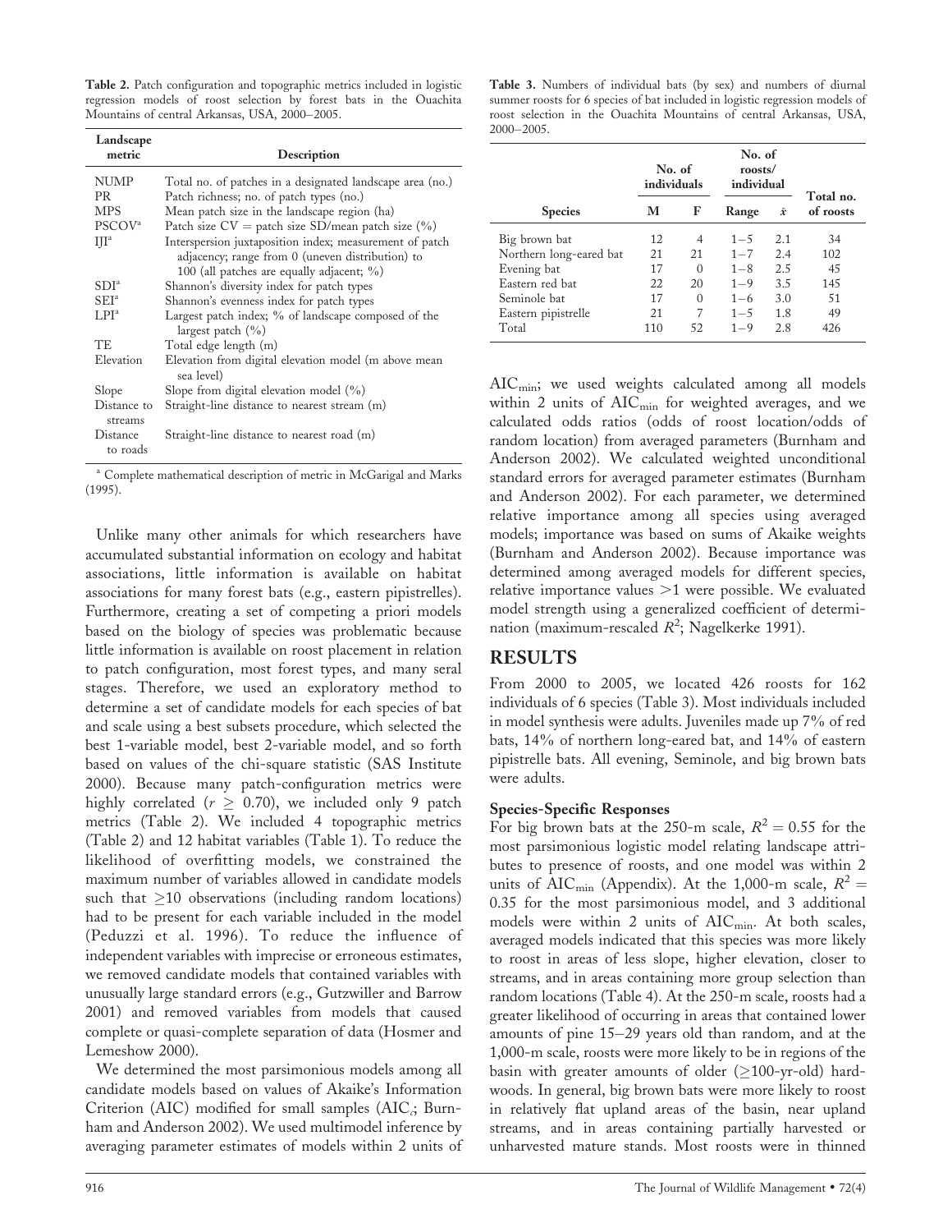**Table 2.** Patch configuration and topographic metrics included in logistic regression models of roost selection by forest bats in the Ouachita Mountains of central Arkansas, USA, 2000–2005.

| Landscape metric | Description |
|---|---|
| NUMP | Total no. of patches in a designated landscape area (no.) |
| PR | Patch richness; no. of patch types (no.) |
| MPS | Mean patch size in the landscape region (ha) |
| PSCOV[a] | Patch size CV = patch size SD/mean patch size (%) |
| IJI[a] | Interspersion juxtaposition index; measurement of patch adjacency; range from 0 (uneven distribution) to 100 (all patches are equally adjacent; %) |
| SDI[a] | Shannon's diversity index for patch types |
| SEI[a] | Shannon's evenness index for patch types |
| LPI[a] | Largest patch index; % of landscape composed of the largest patch (%) |
| TE | Total edge length (m) |
| Elevation | Elevation from digital elevation model (m above mean sea level) |
| Slope | Slope from digital elevation model (%) |
| Distance to streams | Straight-line distance to nearest stream (m) |
| Distance to roads | Straight-line distance to nearest road (m) |

[a] Complete mathematical description of metric in McGarigal and Marks (1995).

Unlike many other animals for which researchers have accumulated substantial information on ecology and habitat associations, little information is available on habitat associations for many forest bats (e.g., eastern pipistrelles). Furthermore, creating a set of competing a priori models based on the biology of species was problematic because little information is available on roost placement in relation to patch configuration, most forest types, and many seral stages. Therefore, we used an exploratory method to determine a set of candidate models for each species of bat and scale using a best subsets procedure, which selected the best 1-variable model, best 2-variable model, and so forth based on values of the chi-square statistic (SAS Institute 2000). Because many patch-configuration metrics were highly correlated ($r \geq 0.70$), we included only 9 patch metrics (Table 2). We included 4 topographic metrics (Table 2) and 12 habitat variables (Table 1). To reduce the likelihood of overfitting models, we constrained the maximum number of variables allowed in candidate models such that ≥10 observations (including random locations) had to be present for each variable included in the model (Peduzzi et al. 1996). To reduce the influence of independent variables with imprecise or erroneous estimates, we removed candidate models that contained variables with unusually large standard errors (e.g., Gutzwiller and Barrow 2001) and removed variables from models that caused complete or quasi-complete separation of data (Hosmer and Lemeshow 2000).

We determined the most parsimonious models among all candidate models based on values of Akaike's Information Criterion (AIC) modified for small samples ($AIC_c$; Burnham and Anderson 2002). We used multimodel inference by averaging parameter estimates of models within 2 units of $AIC_{min}$; we used weights calculated among all models within 2 units of $AIC_{min}$ for weighted averages, and we calculated odds ratios (odds of roost location/odds of random location) from averaged parameters (Burnham and Anderson 2002). We calculated weighted unconditional standard errors for averaged parameter estimates (Burnham and Anderson 2002). For each parameter, we determined relative importance among all species using averaged models; importance was based on sums of Akaike weights (Burnham and Anderson 2002). Because importance was determined among averaged models for different species, relative importance values >1 were possible. We evaluated model strength using a generalized coefficient of determination (maximum-rescaled $R^2$; Nagelkerke 1991).

**Table 3.** Numbers of individual bats (by sex) and numbers of diurnal summer roosts for 6 species of bat included in logistic regression models of roost selection in the Ouachita Mountains of central Arkansas, USA, 2000–2005.

| Species | No. of individuals | | No. of roosts/individual | | Total no. of roosts |
|---|---|---|---|---|---|
| | M | F | Range | $\bar{x}$ | |
| Big brown bat | 12 | 4 | 1–5 | 2.1 | 34 |
| Northern long-eared bat | 21 | 21 | 1–7 | 2.4 | 102 |
| Evening bat | 17 | 0 | 1–8 | 2.5 | 45 |
| Eastern red bat | 22 | 20 | 1–9 | 3.5 | 145 |
| Seminole bat | 17 | 0 | 1–6 | 3.0 | 51 |
| Eastern pipistrelle | 21 | 7 | 1–5 | 1.8 | 49 |
| Total | 110 | 52 | 1–9 | 2.8 | 426 |

## RESULTS

From 2000 to 2005, we located 426 roosts for 162 individuals of 6 species (Table 3). Most individuals included in model synthesis were adults. Juveniles made up 7% of red bats, 14% of northern long-eared bat, and 14% of eastern pipistrelle bats. All evening, Seminole, and big brown bats were adults.

### Species-Specific Responses

For big brown bats at the 250-m scale, $R^2 = 0.55$ for the most parsimonious logistic model relating landscape attributes to presence of roosts, and one model was within 2 units of $AIC_{min}$ (Appendix). At the 1,000-m scale, $R^2 = 0.35$ for the most parsimonious model, and 3 additional models were within 2 units of $AIC_{min}$. At both scales, averaged models indicated that this species was more likely to roost in areas of less slope, higher elevation, closer to streams, and in areas containing more group selection than random locations (Table 4). At the 250-m scale, roosts had a greater likelihood of occurring in areas that contained lower amounts of pine 15–29 years old than random, and at the 1,000-m scale, roosts were more likely to be in regions of the basin with greater amounts of older (≥100-yr-old) hardwoods. In general, big brown bats were more likely to roost in relatively flat upland areas of the basin, near upland streams, and in areas containing partially harvested or unharvested mature stands. Most roosts were in thinned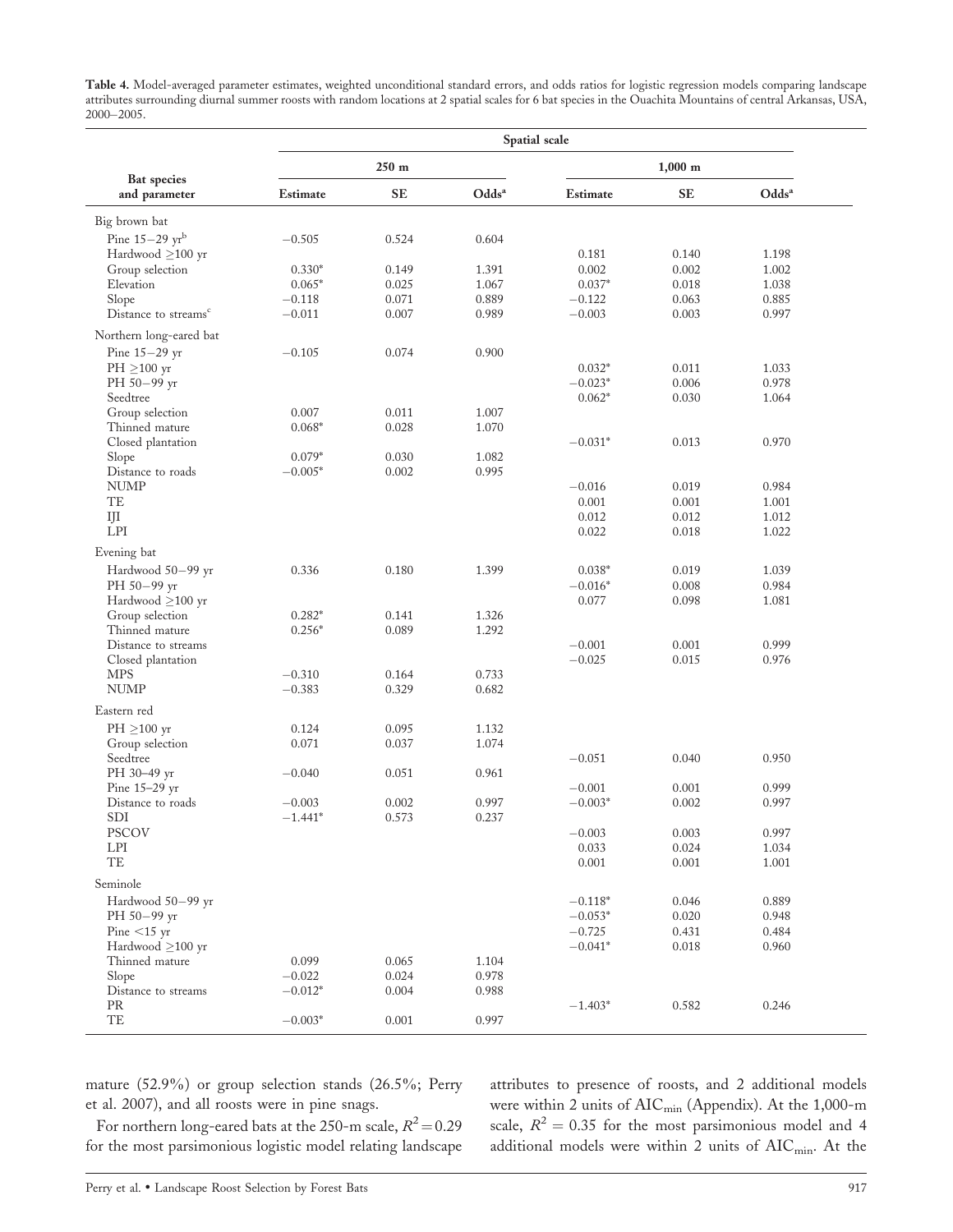**Table 4.** Model-averaged parameter estimates, weighted unconditional standard errors, and odds ratios for logistic regression models comparing landscape attributes surrounding diurnal summer roosts with random locations at 2 spatial scales for 6 bat species in the Ouachita Mountains of central Arkansas, USA, 2000–2005.

| Bat species and parameter | Spatial scale | | | | | |
|---|---|---|---|---|---|---|
| | 250 m | | | 1,000 m | | |
| | Estimate | SE | Odds[a] | Estimate | SE | Odds[a] |
| Big brown bat | | | | | | |
| Pine 15–29 yr[b] | −0.505 | 0.524 | 0.604 | | | |
| Hardwood ≥100 yr | | | | 0.181 | 0.140 | 1.198 |
| Group selection | 0.330* | 0.149 | 1.391 | 0.002 | 0.002 | 1.002 |
| Elevation | 0.065* | 0.025 | 1.067 | 0.037* | 0.018 | 1.038 |
| Slope | −0.118 | 0.071 | 0.889 | −0.122 | 0.063 | 0.885 |
| Distance to streams[c] | −0.011 | 0.007 | 0.989 | −0.003 | 0.003 | 0.997 |
| Northern long-eared bat | | | | | | |
| Pine 15–29 yr | −0.105 | 0.074 | 0.900 | | | |
| PH ≥100 yr | | | | 0.032* | 0.011 | 1.033 |
| PH 50–99 yr | | | | −0.023* | 0.006 | 0.978 |
| Seedtree | | | | 0.062* | 0.030 | 1.064 |
| Group selection | 0.007 | 0.011 | 1.007 | | | |
| Thinned mature | 0.068* | 0.028 | 1.070 | | | |
| Closed plantation | | | | −0.031* | 0.013 | 0.970 |
| Slope | 0.079* | 0.030 | 1.082 | | | |
| Distance to roads | −0.005* | 0.002 | 0.995 | | | |
| NUMP | | | | −0.016 | 0.019 | 0.984 |
| TE | | | | 0.001 | 0.001 | 1.001 |
| IJI | | | | 0.012 | 0.012 | 1.012 |
| LPI | | | | 0.022 | 0.018 | 1.022 |
| Evening bat | | | | | | |
| Hardwood 50–99 yr | 0.336 | 0.180 | 1.399 | 0.038* | 0.019 | 1.039 |
| PH 50–99 yr | | | | −0.016* | 0.008 | 0.984 |
| Hardwood ≥100 yr | | | | 0.077 | 0.098 | 1.081 |
| Group selection | 0.282* | 0.141 | 1.326 | | | |
| Thinned mature | 0.256* | 0.089 | 1.292 | | | |
| Distance to streams | | | | −0.001 | 0.001 | 0.999 |
| Closed plantation | | | | −0.025 | 0.015 | 0.976 |
| MPS | −0.310 | 0.164 | 0.733 | | | |
| NUMP | −0.383 | 0.329 | 0.682 | | | |
| Eastern red | | | | | | |
| PH ≥100 yr | 0.124 | 0.095 | 1.132 | | | |
| Group selection | 0.071 | 0.037 | 1.074 | | | |
| Seedtree | | | | −0.051 | 0.040 | 0.950 |
| PH 30–49 yr | −0.040 | 0.051 | 0.961 | | | |
| Pine 15–29 yr | | | | −0.001 | 0.001 | 0.999 |
| Distance to roads | −0.003 | 0.002 | 0.997 | −0.003* | 0.002 | 0.997 |
| SDI | −1.441* | 0.573 | 0.237 | | | |
| PSCOV | | | | −0.003 | 0.003 | 0.997 |
| LPI | | | | 0.033 | 0.024 | 1.034 |
| TE | | | | 0.001 | 0.001 | 1.001 |
| Seminole | | | | | | |
| Hardwood 50–99 yr | | | | −0.118* | 0.046 | 0.889 |
| PH 50–99 yr | | | | −0.053* | 0.020 | 0.948 |
| Pine <15 yr | | | | −0.725 | 0.431 | 0.484 |
| Hardwood ≥100 yr | | | | −0.041* | 0.018 | 0.960 |
| Thinned mature | 0.099 | 0.065 | 1.104 | | | |
| Slope | −0.022 | 0.024 | 0.978 | | | |
| Distance to streams | −0.012* | 0.004 | 0.988 | | | |
| PR | | | | −1.403* | 0.582 | 0.246 |
| TE | −0.003* | 0.001 | 0.997 | | | |

mature (52.9%) or group selection stands (26.5%; Perry et al. 2007), and all roosts were in pine snags.

For northern long-eared bats at the 250-m scale, $R^2 = 0.29$ for the most parsimonious logistic model relating landscape attributes to presence of roosts, and 2 additional models were within 2 units of $AIC_{min}$ (Appendix). At the 1,000-m scale, $R^2 = 0.35$ for the most parsimonious model and 4 additional models were within 2 units of $AIC_{min}$. At the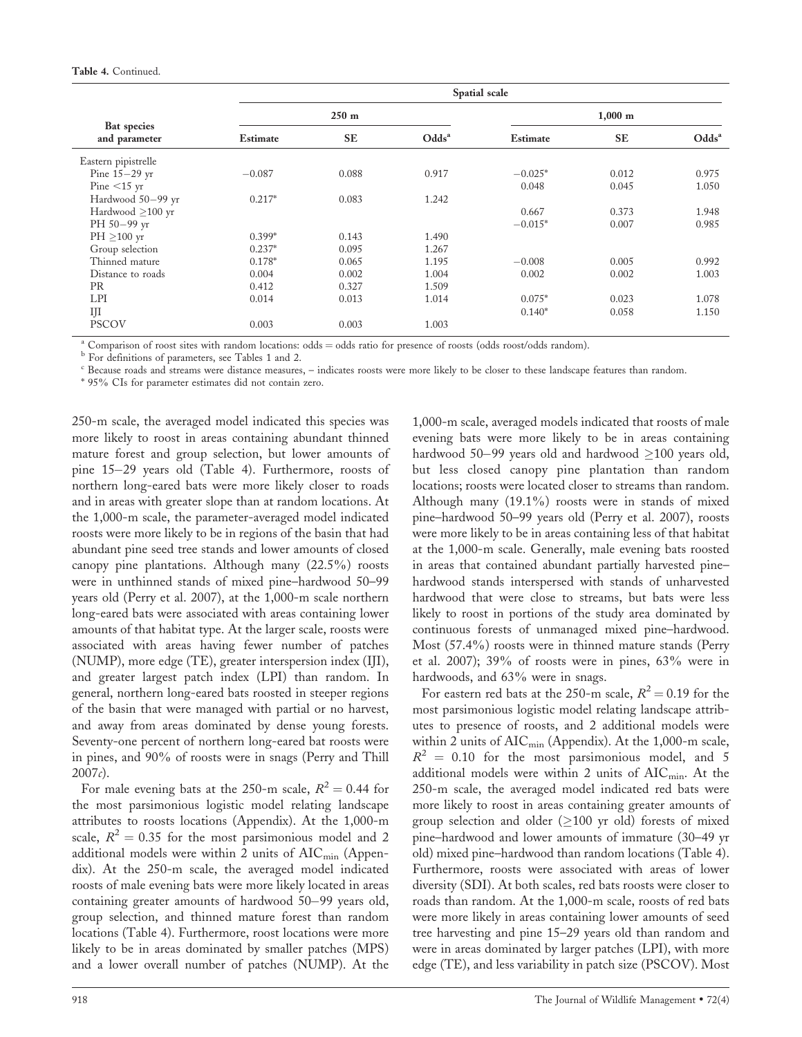**Table 4.** Continued.

| Bat species and parameter | Spatial scale | | | | | |
|---|---|---|---|---|---|---|
| | 250 m | | | 1,000 m | | |
| | Estimate | SE | Odds[a] | Estimate | SE | Odds[a] |
| Eastern pipistrelle | | | | | | |
| Pine 15–29 yr | −0.087 | 0.088 | 0.917 | −0.025* | 0.012 | 0.975 |
| Pine <15 yr | | | | 0.048 | 0.045 | 1.050 |
| Hardwood 50–99 yr | 0.217* | 0.083 | 1.242 | | | |
| Hardwood ≥100 yr | | | | 0.667 | 0.373 | 1.948 |
| PH 50–99 yr | | | | −0.015* | 0.007 | 0.985 |
| PH ≥100 yr | 0.399* | 0.143 | 1.490 | | | |
| Group selection | 0.237* | 0.095 | 1.267 | | | |
| Thinned mature | 0.178* | 0.065 | 1.195 | −0.008 | 0.005 | 0.992 |
| Distance to roads | 0.004 | 0.002 | 1.004 | 0.002 | 0.002 | 1.003 |
| PR | 0.412 | 0.327 | 1.509 | | | |
| LPI | 0.014 | 0.013 | 1.014 | 0.075* | 0.023 | 1.078 |
| IJI | | | | 0.140* | 0.058 | 1.150 |
| PSCOV | 0.003 | 0.003 | 1.003 | | | |

[a] Comparison of roost sites with random locations: odds = odds ratio for presence of roosts (odds roost/odds random).

[b] For definitions of parameters, see Tables 1 and 2.

[c] Because roads and streams were distance measures, – indicates roosts were more likely to be closer to these landscape features than random.

\* 95% CIs for parameter estimates did not contain zero.

250-m scale, the averaged model indicated this species was more likely to roost in areas containing abundant thinned mature forest and group selection, but lower amounts of pine 15–29 years old (Table 4). Furthermore, roosts of northern long-eared bats were more likely closer to roads and in areas with greater slope than at random locations. At the 1,000-m scale, the parameter-averaged model indicated roosts were more likely to be in regions of the basin that had abundant pine seed tree stands and lower amounts of closed canopy pine plantations. Although many (22.5%) roosts were in unthinned stands of mixed pine–hardwood 50–99 years old (Perry et al. 2007), at the 1,000-m scale northern long-eared bats were associated with areas containing lower amounts of that habitat type. At the larger scale, roosts were associated with areas having fewer number of patches (NUMP), more edge (TE), greater interspersion index (IJI), and greater largest patch index (LPI) than random. In general, northern long-eared bats roosted in steeper regions of the basin that were managed with partial or no harvest, and away from areas dominated by dense young forests. Seventy-one percent of northern long-eared bat roosts were in pines, and 90% of roosts were in snags (Perry and Thill 2007*c*).

For male evening bats at the 250-m scale, $R^2 = 0.44$ for the most parsimonious logistic model relating landscape attributes to roosts locations (Appendix). At the 1,000-m scale, $R^2 = 0.35$ for the most parsimonious model and 2 additional models were within 2 units of $AIC_{min}$ (Appendix). At the 250-m scale, the averaged model indicated roosts of male evening bats were more likely located in areas containing greater amounts of hardwood 50–99 years old, group selection, and thinned mature forest than random locations (Table 4). Furthermore, roost locations were more likely to be in areas dominated by smaller patches (MPS) and a lower overall number of patches (NUMP). At the 1,000-m scale, averaged models indicated that roosts of male evening bats were more likely to be in areas containing hardwood 50–99 years old and hardwood ≥100 years old, but less closed canopy pine plantation than random locations; roosts were located closer to streams than random. Although many (19.1%) roosts were in stands of mixed pine–hardwood 50–99 years old (Perry et al. 2007), roosts were more likely to be in areas containing less of that habitat at the 1,000-m scale. Generally, male evening bats roosted in areas that contained abundant partially harvested pine–hardwood stands interspersed with stands of unharvested hardwood that were close to streams, but bats were less likely to roost in portions of the study area dominated by continuous forests of unmanaged mixed pine–hardwood. Most (57.4%) roosts were in thinned mature stands (Perry et al. 2007); 39% of roosts were in pines, 63% were in hardwoods, and 63% were in snags.

For eastern red bats at the 250-m scale, $R^2 = 0.19$ for the most parsimonious logistic model relating landscape attributes to presence of roosts, and 2 additional models were within 2 units of $AIC_{min}$ (Appendix). At the 1,000-m scale, $R^2 = 0.10$ for the most parsimonious model, and 5 additional models were within 2 units of $AIC_{min}$. At the 250-m scale, the averaged model indicated red bats were more likely to roost in areas containing greater amounts of group selection and older (≥100 yr old) forests of mixed pine–hardwood and lower amounts of immature (30–49 yr old) mixed pine–hardwood than random locations (Table 4). Furthermore, roosts were associated with areas of lower diversity (SDI). At both scales, red bats roosts were closer to roads than random. At the 1,000-m scale, roosts of red bats were more likely in areas containing lower amounts of seed tree harvesting and pine 15–29 years old than random and were in areas dominated by larger patches (LPI), with more edge (TE), and less variability in patch size (PSCOV). Most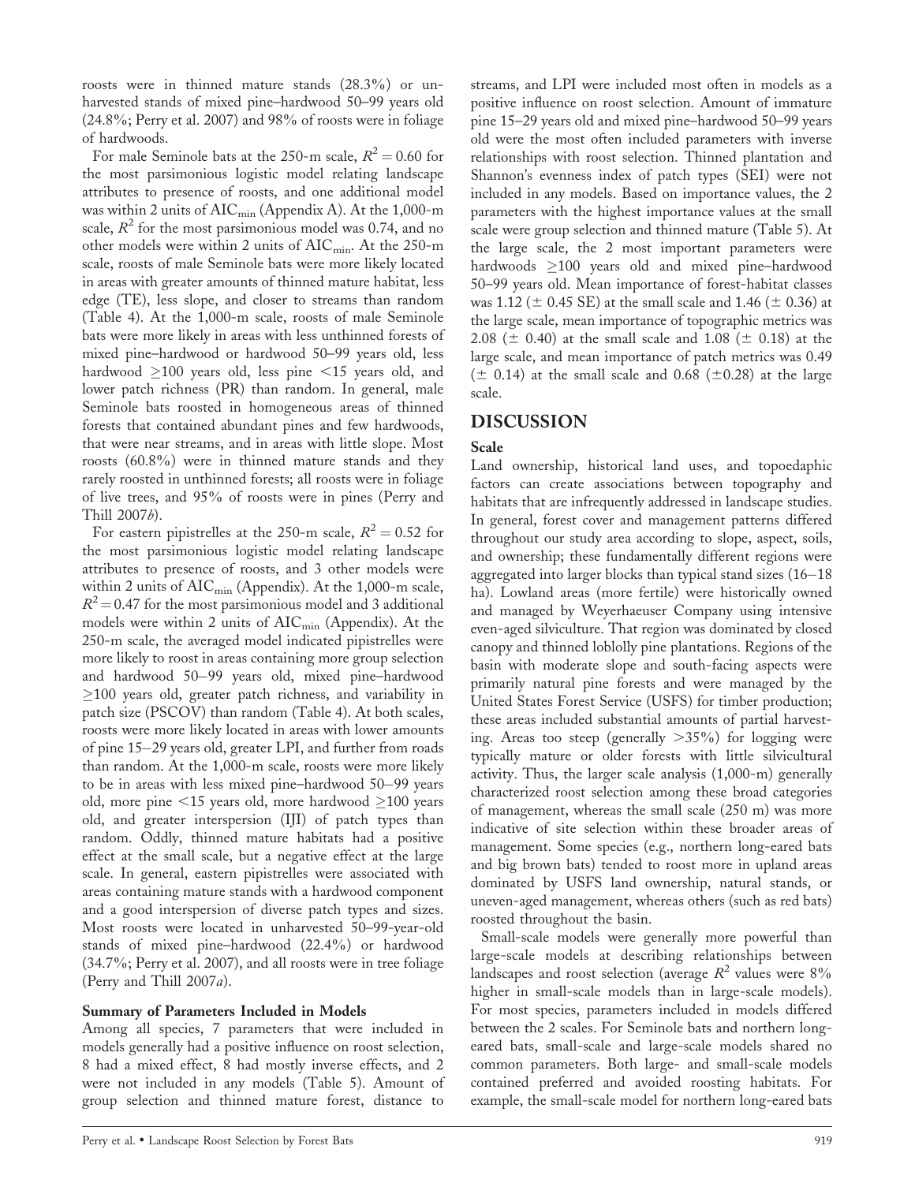roosts were in thinned mature stands (28.3%) or unharvested stands of mixed pine–hardwood 50–99 years old (24.8%; Perry et al. 2007) and 98% of roosts were in foliage of hardwoods.

For male Seminole bats at the 250-m scale, $R^2 = 0.60$ for the most parsimonious logistic model relating landscape attributes to presence of roosts, and one additional model was within 2 units of $AIC_{min}$ (Appendix A). At the 1,000-m scale, $R^2$ for the most parsimonious model was 0.74, and no other models were within 2 units of $AIC_{min}$. At the 250-m scale, roosts of male Seminole bats were more likely located in areas with greater amounts of thinned mature habitat, less edge (TE), less slope, and closer to streams than random (Table 4). At the 1,000-m scale, roosts of male Seminole bats were more likely in areas with less unthinned forests of mixed pine–hardwood or hardwood 50–99 years old, less hardwood ≥100 years old, less pine <15 years old, and lower patch richness (PR) than random. In general, male Seminole bats roosted in homogeneous areas of thinned forests that contained abundant pines and few hardwoods, that were near streams, and in areas with little slope. Most roosts (60.8%) were in thinned mature stands and they rarely roosted in unthinned forests; all roosts were in foliage of live trees, and 95% of roosts were in pines (Perry and Thill 2007*b*).

For eastern pipistrelles at the 250-m scale, $R^2 = 0.52$ for the most parsimonious logistic model relating landscape attributes to presence of roosts, and 3 other models were within 2 units of $AIC_{min}$ (Appendix). At the 1,000-m scale, $R^2 = 0.47$ for the most parsimonious model and 3 additional models were within 2 units of $AIC_{min}$ (Appendix). At the 250-m scale, the averaged model indicated pipistrelles were more likely to roost in areas containing more group selection and hardwood 50–99 years old, mixed pine–hardwood ≥100 years old, greater patch richness, and variability in patch size (PSCOV) than random (Table 4). At both scales, roosts were more likely located in areas with lower amounts of pine 15–29 years old, greater LPI, and further from roads than random. At the 1,000-m scale, roosts were more likely to be in areas with less mixed pine–hardwood 50–99 years old, more pine <15 years old, more hardwood ≥100 years old, and greater interspersion (IJI) of patch types than random. Oddly, thinned mature habitats had a positive effect at the small scale, but a negative effect at the large scale. In general, eastern pipistrelles were associated with areas containing mature stands with a hardwood component and a good interspersion of diverse patch types and sizes. Most roosts were located in unharvested 50–99-year-old stands of mixed pine–hardwood (22.4%) or hardwood (34.7%; Perry et al. 2007), and all roosts were in tree foliage (Perry and Thill 2007*a*).

### Summary of Parameters Included in Models

Among all species, 7 parameters that were included in models generally had a positive influence on roost selection, 8 had a mixed effect, 8 had mostly inverse effects, and 2 were not included in any models (Table 5). Amount of group selection and thinned mature forest, distance to streams, and LPI were included most often in models as a positive influence on roost selection. Amount of immature pine 15–29 years old and mixed pine–hardwood 50–99 years old were the most often included parameters with inverse relationships with roost selection. Thinned plantation and Shannon's evenness index of patch types (SEI) were not included in any models. Based on importance values, the 2 parameters with the highest importance values at the small scale were group selection and thinned mature (Table 5). At the large scale, the 2 most important parameters were hardwoods ≥100 years old and mixed pine–hardwood 50–99 years old. Mean importance of forest-habitat classes was 1.12 (± 0.45 SE) at the small scale and 1.46 (± 0.36) at the large scale, mean importance of topographic metrics was 2.08 (± 0.40) at the small scale and 1.08 (± 0.18) at the large scale, and mean importance of patch metrics was 0.49 (± 0.14) at the small scale and 0.68 (±0.28) at the large scale.

## DISCUSSION

### Scale

Land ownership, historical land uses, and topoedaphic factors can create associations between topography and habitats that are infrequently addressed in landscape studies. In general, forest cover and management patterns differed throughout our study area according to slope, aspect, soils, and ownership; these fundamentally different regions were aggregated into larger blocks than typical stand sizes (16–18 ha). Lowland areas (more fertile) were historically owned and managed by Weyerhaeuser Company using intensive even-aged silviculture. That region was dominated by closed canopy and thinned loblolly pine plantations. Regions of the basin with moderate slope and south-facing aspects were primarily natural pine forests and were managed by the United States Forest Service (USFS) for timber production; these areas included substantial amounts of partial harvesting. Areas too steep (generally >35%) for logging were typically mature or older forests with little silvicultural activity. Thus, the larger scale analysis (1,000-m) generally characterized roost selection among these broad categories of management, whereas the small scale (250 m) was more indicative of site selection within these broader areas of management. Some species (e.g., northern long-eared bats and big brown bats) tended to roost more in upland areas dominated by USFS land ownership, natural stands, or uneven-aged management, whereas others (such as red bats) roosted throughout the basin.

Small-scale models were generally more powerful than large-scale models at describing relationships between landscapes and roost selection (average $R^2$ values were 8% higher in small-scale models than in large-scale models). For most species, parameters included in models differed between the 2 scales. For Seminole bats and northern long-eared bats, small-scale and large-scale models shared no common parameters. Both large- and small-scale models contained preferred and avoided roosting habitats. For example, the small-scale model for northern long-eared bats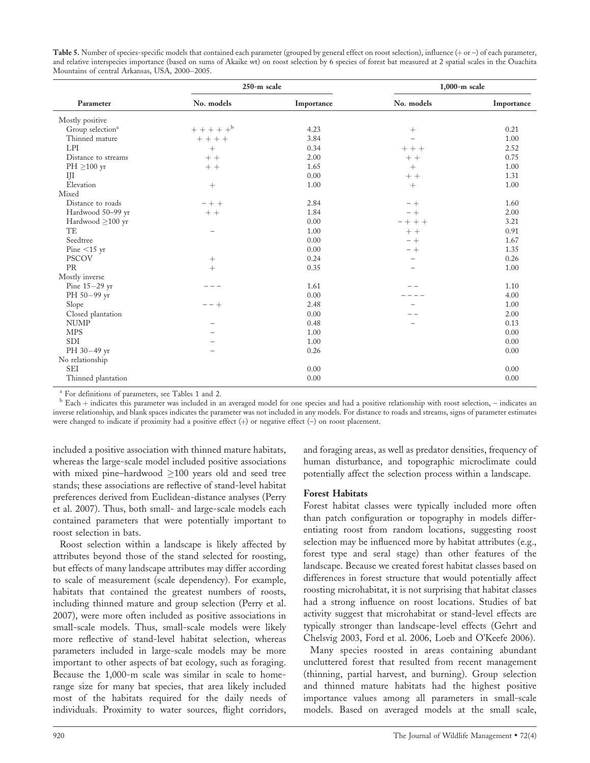**Table 5.** Number of species-specific models that contained each parameter (grouped by general effect on roost selection), influence (+ or –) of each parameter, and relative interspecies importance (based on sums of Akaike wt) on roost selection by 6 species of forest bat measured at 2 spatial scales in the Ouachita Mountains of central Arkansas, USA, 2000–2005.

| Parameter | 250-m scale | | 1,000-m scale | |
|---|---|---|---|---|
| | No. models | Importance | No. models | Importance |
| Mostly positive | | | | |
| Group selection[a] | + + + + +[b] | 4.23 | + | 0.21 |
| Thinned mature | + + + + | 3.84 | – | 1.00 |
| LPI | + | 0.34 | + + + | 2.52 |
| Distance to streams | + + | 2.00 | + + | 0.75 |
| PH ≥100 yr | + + | 1.65 | + | 1.00 |
| IJI | | 0.00 | + + | 1.31 |
| Elevation | + | 1.00 | + | 1.00 |
| Mixed | | | | |
| Distance to roads | – + + | 2.84 | – + | 1.60 |
| Hardwood 50–99 yr | + + | 1.84 | – + | 2.00 |
| Hardwood ≥100 yr | | 0.00 | – + + + | 3.21 |
| TE | – | 1.00 | + + | 0.91 |
| Seedtree | | 0.00 | – + | 1.67 |
| Pine <15 yr | | 0.00 | – + | 1.35 |
| PSCOV | + | 0.24 | – | 0.26 |
| PR | + | 0.35 | – | 1.00 |
| Mostly inverse | | | | |
| Pine 15–29 yr | – – – | 1.61 | – – | 1.10 |
| PH 50–99 yr | | 0.00 | – – – – | 4.00 |
| Slope | – – + | 2.48 | – | 1.00 |
| Closed plantation | | 0.00 | – – | 2.00 |
| NUMP | – | 0.48 | – | 0.13 |
| MPS | – | 1.00 | | 0.00 |
| SDI | – | 1.00 | | 0.00 |
| PH 30–49 yr | – | 0.26 | | 0.00 |
| No relationship | | | | |
| SEI | | 0.00 | | 0.00 |
| Thinned plantation | | 0.00 | | 0.00 |

[a] For definitions of parameters, see Tables 1 and 2.

[b] Each + indicates this parameter was included in an averaged model for one species and had a positive relationship with roost selection, – indicates an inverse relationship, and blank spaces indicates the parameter was not included in any models. For distance to roads and streams, signs of parameter estimates were changed to indicate if proximity had a positive effect (+) or negative effect (–) on roost placement.

included a positive association with thinned mature habitats, whereas the large-scale model included positive associations with mixed pine–hardwood ≥100 years old and seed tree stands; these associations are reflective of stand-level habitat preferences derived from Euclidean-distance analyses (Perry et al. 2007). Thus, both small- and large-scale models each contained parameters that were potentially important to roost selection in bats.

Roost selection within a landscape is likely affected by attributes beyond those of the stand selected for roosting, but effects of many landscape attributes may differ according to scale of measurement (scale dependency). For example, habitats that contained the greatest numbers of roosts, including thinned mature and group selection (Perry et al. 2007), were more often included as positive associations in small-scale models. Thus, small-scale models were likely more reflective of stand-level habitat selection, whereas parameters included in large-scale models may be more important to other aspects of bat ecology, such as foraging. Because the 1,000-m scale was similar in scale to home-range size for many bat species, that area likely included most of the habitats required for the daily needs of individuals. Proximity to water sources, flight corridors, and foraging areas, as well as predator densities, frequency of human disturbance, and topographic microclimate could potentially affect the selection process within a landscape.

### Forest Habitats

Forest habitat classes were typically included more often than patch configuration or topography in models differentiating roost from random locations, suggesting roost selection may be influenced more by habitat attributes (e.g., forest type and seral stage) than other features of the landscape. Because we created forest habitat classes based on differences in forest structure that would potentially affect roosting microhabitat, it is not surprising that habitat classes had a strong influence on roost locations. Studies of bat activity suggest that microhabitat or stand-level effects are typically stronger than landscape-level effects (Gehrt and Chelsvig 2003, Ford et al. 2006, Loeb and O'Keefe 2006).

Many species roosted in areas containing abundant uncluttered forest that resulted from recent management (thinning, partial harvest, and burning). Group selection and thinned mature habitats had the highest positive importance values among all parameters in small-scale models. Based on averaged models at the small scale,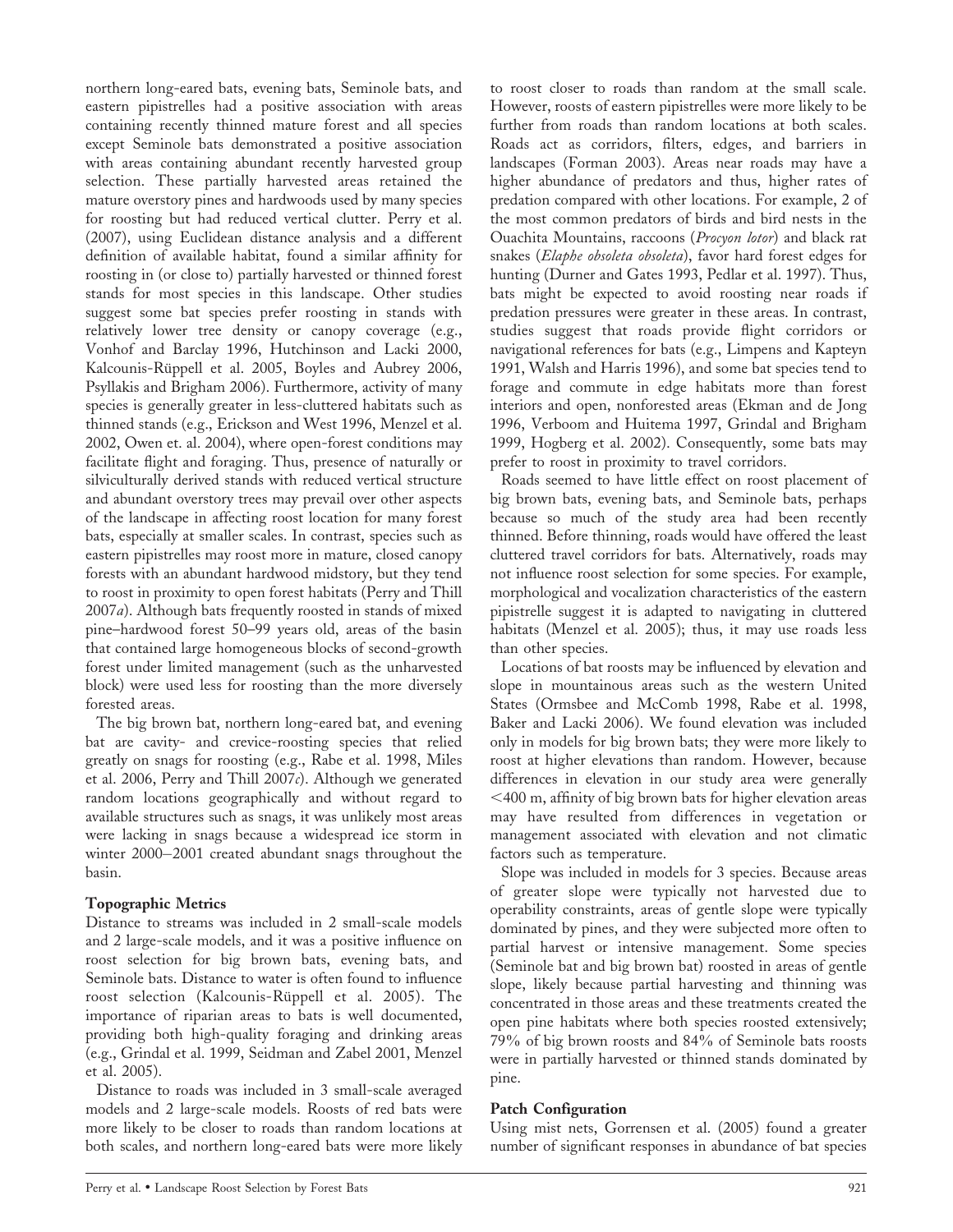northern long-eared bats, evening bats, Seminole bats, and eastern pipistrelles had a positive association with areas containing recently thinned mature forest and all species except Seminole bats demonstrated a positive association with areas containing abundant recently harvested group selection. These partially harvested areas retained the mature overstory pines and hardwoods used by many species for roosting but had reduced vertical clutter. Perry et al. (2007), using Euclidean distance analysis and a different definition of available habitat, found a similar affinity for roosting in (or close to) partially harvested or thinned forest stands for most species in this landscape. Other studies suggest some bat species prefer roosting in stands with relatively lower tree density or canopy coverage (e.g., Vonhof and Barclay 1996, Hutchinson and Lacki 2000, Kalcounis-Rüppell et al. 2005, Boyles and Aubrey 2006, Psyllakis and Brigham 2006). Furthermore, activity of many species is generally greater in less-cluttered habitats such as thinned stands (e.g., Erickson and West 1996, Menzel et al. 2002, Owen et. al. 2004), where open-forest conditions may facilitate flight and foraging. Thus, presence of naturally or silviculturally derived stands with reduced vertical structure and abundant overstory trees may prevail over other aspects of the landscape in affecting roost location for many forest bats, especially at smaller scales. In contrast, species such as eastern pipistrelles may roost more in mature, closed canopy forests with an abundant hardwood midstory, but they tend to roost in proximity to open forest habitats (Perry and Thill 2007*a*). Although bats frequently roosted in stands of mixed pine–hardwood forest 50–99 years old, areas of the basin that contained large homogeneous blocks of second-growth forest under limited management (such as the unharvested block) were used less for roosting than the more diversely forested areas.

The big brown bat, northern long-eared bat, and evening bat are cavity- and crevice-roosting species that relied greatly on snags for roosting (e.g., Rabe et al. 1998, Miles et al. 2006, Perry and Thill 2007*c*). Although we generated random locations geographically and without regard to available structures such as snags, it was unlikely most areas were lacking in snags because a widespread ice storm in winter 2000–2001 created abundant snags throughout the basin.

### Topographic Metrics

Distance to streams was included in 2 small-scale models and 2 large-scale models, and it was a positive influence on roost selection for big brown bats, evening bats, and Seminole bats. Distance to water is often found to influence roost selection (Kalcounis-Rüppell et al. 2005). The importance of riparian areas to bats is well documented, providing both high-quality foraging and drinking areas (e.g., Grindal et al. 1999, Seidman and Zabel 2001, Menzel et al. 2005).

Distance to roads was included in 3 small-scale averaged models and 2 large-scale models. Roosts of red bats were more likely to be closer to roads than random locations at both scales, and northern long-eared bats were more likely to roost closer to roads than random at the small scale. However, roosts of eastern pipistrelles were more likely to be further from roads than random locations at both scales. Roads act as corridors, filters, edges, and barriers in landscapes (Forman 2003). Areas near roads may have a higher abundance of predators and thus, higher rates of predation compared with other locations. For example, 2 of the most common predators of birds and bird nests in the Ouachita Mountains, raccoons (*Procyon lotor*) and black rat snakes (*Elaphe obsoleta obsoleta*), favor hard forest edges for hunting (Durner and Gates 1993, Pedlar et al. 1997). Thus, bats might be expected to avoid roosting near roads if predation pressures were greater in these areas. In contrast, studies suggest that roads provide flight corridors or navigational references for bats (e.g., Limpens and Kapteyn 1991, Walsh and Harris 1996), and some bat species tend to forage and commute in edge habitats more than forest interiors and open, nonforested areas (Ekman and de Jong 1996, Verboom and Huitema 1997, Grindal and Brigham 1999, Hogberg et al. 2002). Consequently, some bats may prefer to roost in proximity to travel corridors.

Roads seemed to have little effect on roost placement of big brown bats, evening bats, and Seminole bats, perhaps because so much of the study area had been recently thinned. Before thinning, roads would have offered the least cluttered travel corridors for bats. Alternatively, roads may not influence roost selection for some species. For example, morphological and vocalization characteristics of the eastern pipistrelle suggest it is adapted to navigating in cluttered habitats (Menzel et al. 2005); thus, it may use roads less than other species.

Locations of bat roosts may be influenced by elevation and slope in mountainous areas such as the western United States (Ormsbee and McComb 1998, Rabe et al. 1998, Baker and Lacki 2006). We found elevation was included only in models for big brown bats; they were more likely to roost at higher elevations than random. However, because differences in elevation in our study area were generally <400 m, affinity of big brown bats for higher elevation areas may have resulted from differences in vegetation or management associated with elevation and not climatic factors such as temperature.

Slope was included in models for 3 species. Because areas of greater slope were typically not harvested due to operability constraints, areas of gentle slope were typically dominated by pines, and they were subjected more often to partial harvest or intensive management. Some species (Seminole bat and big brown bat) roosted in areas of gentle slope, likely because partial harvesting and thinning was concentrated in those areas and these treatments created the open pine habitats where both species roosted extensively; 79% of big brown roosts and 84% of Seminole bats roosts were in partially harvested or thinned stands dominated by pine.

### Patch Configuration

Using mist nets, Gorrensen et al. (2005) found a greater number of significant responses in abundance of bat species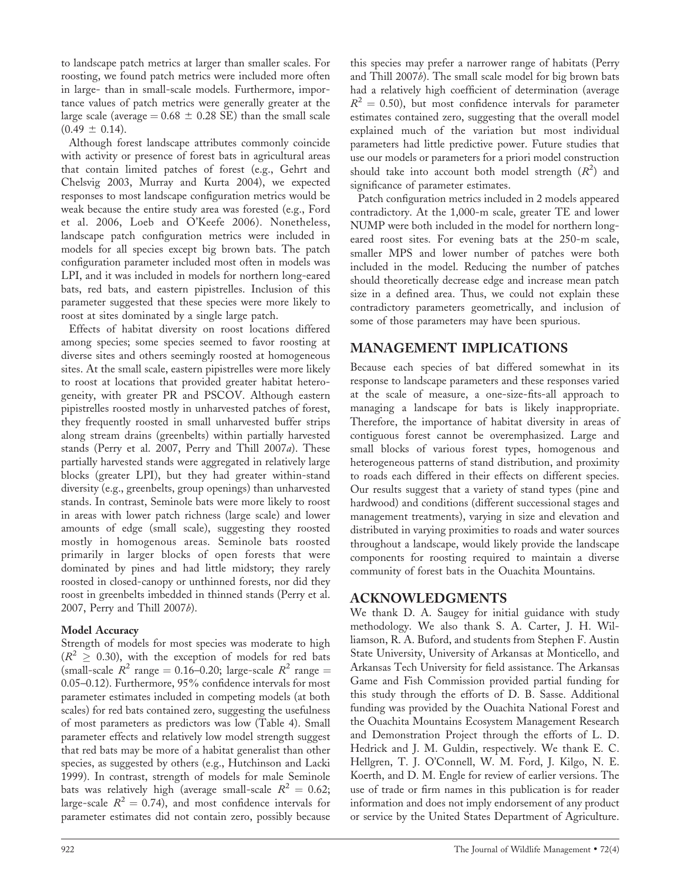to landscape patch metrics at larger than smaller scales. For roosting, we found patch metrics were included more often in large- than in small-scale models. Furthermore, importance values of patch metrics were generally greater at the large scale (average = 0.68 ± 0.28 SE) than the small scale (0.49 ± 0.14).

Although forest landscape attributes commonly coincide with activity or presence of forest bats in agricultural areas that contain limited patches of forest (e.g., Gehrt and Chelsvig 2003, Murray and Kurta 2004), we expected responses to most landscape configuration metrics would be weak because the entire study area was forested (e.g., Ford et al. 2006, Loeb and O'Keefe 2006). Nonetheless, landscape patch configuration metrics were included in models for all species except big brown bats. The patch configuration parameter included most often in models was LPI, and it was included in models for northern long-eared bats, red bats, and eastern pipistrelles. Inclusion of this parameter suggested that these species were more likely to roost at sites dominated by a single large patch.

Effects of habitat diversity on roost locations differed among species; some species seemed to favor roosting at diverse sites and others seemingly roosted at homogeneous sites. At the small scale, eastern pipistrelles were more likely to roost at locations that provided greater habitat heterogeneity, with greater PR and PSCOV. Although eastern pipistrelles roosted mostly in unharvested patches of forest, they frequently roosted in small unharvested buffer strips along stream drains (greenbelts) within partially harvested stands (Perry et al. 2007, Perry and Thill 2007*a*). These partially harvested stands were aggregated in relatively large blocks (greater LPI), but they had greater within-stand diversity (e.g., greenbelts, group openings) than unharvested stands. In contrast, Seminole bats were more likely to roost in areas with lower patch richness (large scale) and lower amounts of edge (small scale), suggesting they roosted mostly in homogenous areas. Seminole bats roosted primarily in larger blocks of open forests that were dominated by pines and had little midstory; they rarely roosted in closed-canopy or unthinned forests, nor did they roost in greenbelts imbedded in thinned stands (Perry et al. 2007, Perry and Thill 2007*b*).

### Model Accuracy

Strength of models for most species was moderate to high ($R^2 \geq 0.30$), with the exception of models for red bats (small-scale $R^2$ range = 0.16–0.20; large-scale $R^2$ range = 0.05–0.12). Furthermore, 95% confidence intervals for most parameter estimates included in competing models (at both scales) for red bats contained zero, suggesting the usefulness of most parameters as predictors was low (Table 4). Small parameter effects and relatively low model strength suggest that red bats may be more of a habitat generalist than other species, as suggested by others (e.g., Hutchinson and Lacki 1999). In contrast, strength of models for male Seminole bats was relatively high (average small-scale $R^2 = 0.62$; large-scale $R^2 = 0.74$), and most confidence intervals for parameter estimates did not contain zero, possibly because this species may prefer a narrower range of habitats (Perry and Thill 2007*b*). The small scale model for big brown bats had a relatively high coefficient of determination (average $R^2 = 0.50$), but most confidence intervals for parameter estimates contained zero, suggesting that the overall model explained much of the variation but most individual parameters had little predictive power. Future studies that use our models or parameters for a priori model construction should take into account both model strength ($R^2$) and significance of parameter estimates.

Patch configuration metrics included in 2 models appeared contradictory. At the 1,000-m scale, greater TE and lower NUMP were both included in the model for northern long-eared roost sites. For evening bats at the 250-m scale, smaller MPS and lower number of patches were both included in the model. Reducing the number of patches should theoretically decrease edge and increase mean patch size in a defined area. Thus, we could not explain these contradictory parameters geometrically, and inclusion of some of those parameters may have been spurious.

## MANAGEMENT IMPLICATIONS

Because each species of bat differed somewhat in its response to landscape parameters and these responses varied at the scale of measure, a one-size-fits-all approach to managing a landscape for bats is likely inappropriate. Therefore, the importance of habitat diversity in areas of contiguous forest cannot be overemphasized. Large and small blocks of various forest types, homogenous and heterogeneous patterns of stand distribution, and proximity to roads each differed in their effects on different species. Our results suggest that a variety of stand types (pine and hardwood) and conditions (different successional stages and management treatments), varying in size and elevation and distributed in varying proximities to roads and water sources throughout a landscape, would likely provide the landscape components for roosting required to maintain a diverse community of forest bats in the Ouachita Mountains.

## ACKNOWLEDGMENTS

We thank D. A. Saugey for initial guidance with study methodology. We also thank S. A. Carter, J. H. Williamson, R. A. Buford, and students from Stephen F. Austin State University, University of Arkansas at Monticello, and Arkansas Tech University for field assistance. The Arkansas Game and Fish Commission provided partial funding for this study through the efforts of D. B. Sasse. Additional funding was provided by the Ouachita National Forest and the Ouachita Mountains Ecosystem Management Research and Demonstration Project through the efforts of L. D. Hedrick and J. M. Guldin, respectively. We thank E. C. Hellgren, T. J. O'Connell, W. M. Ford, J. Kilgo, N. E. Koerth, and D. M. Engle for review of earlier versions. The use of trade or firm names in this publication is for reader information and does not imply endorsement of any product or service by the United States Department of Agriculture.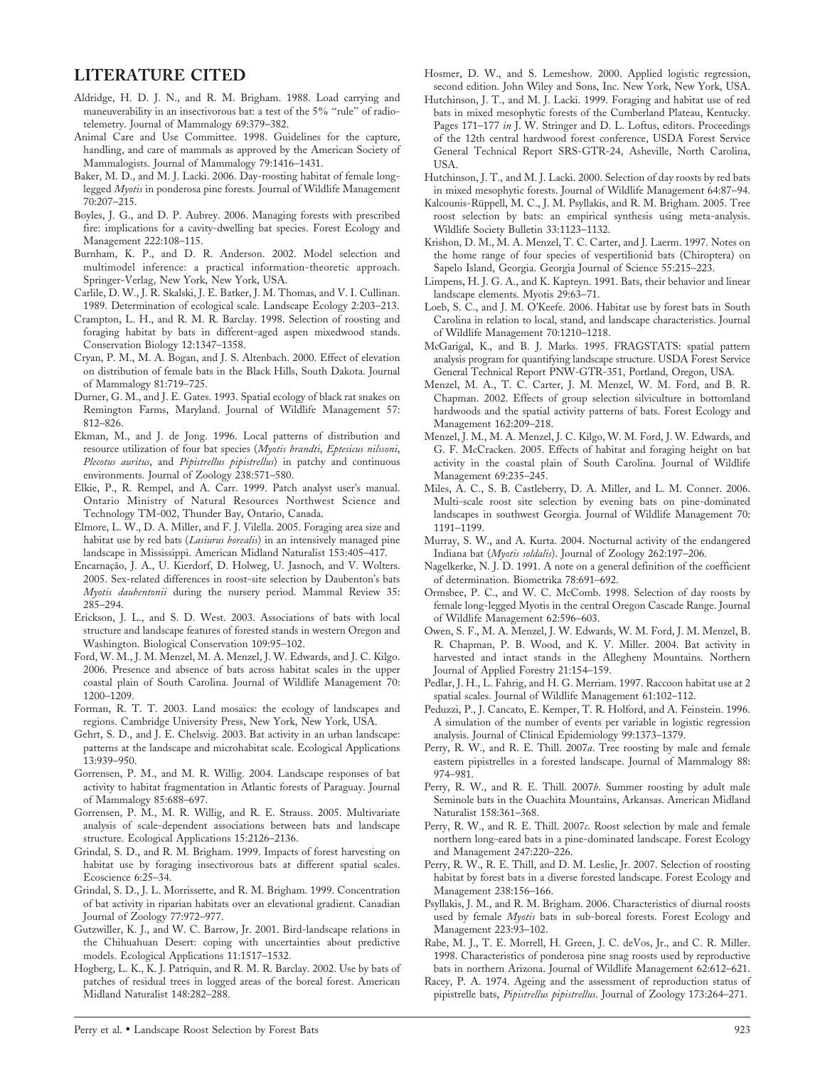## LITERATURE CITED

Aldridge, H. D. J. N., and R. M. Brigham. 1988. Load carrying and maneuverability in an insectivorous bat: a test of the 5% "rule" of radio-telemetry. Journal of Mammalogy 69:379–382.

Animal Care and Use Committee. 1998. Guidelines for the capture, handling, and care of mammals as approved by the American Society of Mammalogists. Journal of Mammalogy 79:1416–1431.

Baker, M. D., and M. J. Lacki. 2006. Day-roosting habitat of female long-legged *Myotis* in ponderosa pine forests. Journal of Wildlife Management 70:207–215.

Boyles, J. G., and D. P. Aubrey. 2006. Managing forests with prescribed fire: implications for a cavity-dwelling bat species. Forest Ecology and Management 222:108–115.

Burnham, K. P., and D. R. Anderson. 2002. Model selection and multimodel inference: a practical information-theoretic approach. Springer-Verlag, New York, New York, USA.

Carlile, D. W., J. R. Skalski, J. E. Batker, J. M. Thomas, and V. I. Cullinan. 1989. Determination of ecological scale. Landscape Ecology 2:203–213.

Crampton, L. H., and R. M. R. Barclay. 1998. Selection of roosting and foraging habitat by bats in different-aged aspen mixedwood stands. Conservation Biology 12:1347–1358.

Cryan, P. M., M. A. Bogan, and J. S. Altenbach. 2000. Effect of elevation on distribution of female bats in the Black Hills, South Dakota. Journal of Mammalogy 81:719–725.

Durner, G. M., and J. E. Gates. 1993. Spatial ecology of black rat snakes on Remington Farms, Maryland. Journal of Wildlife Management 57: 812–826.

Ekman, M., and J. de Jong. 1996. Local patterns of distribution and resource utilization of four bat species (*Myotis brandti*, *Eptesicus nilssoni*, *Plecotus auritus*, and *Pipistrellus pipistrellus*) in patchy and continuous environments. Journal of Zoology 238:571–580.

Elkie, P., R. Rempel, and A. Carr. 1999. Patch analyst user's manual. Ontario Ministry of Natural Resources Northwest Science and Technology TM-002, Thunder Bay, Ontario, Canada.

Elmore, L. W., D. A. Miller, and F. J. Vilella. 2005. Foraging area size and habitat use by red bats (*Lasiurus borealis*) in an intensively managed pine landscape in Mississippi. American Midland Naturalist 153:405–417.

Encarnação, J. A., U. Kierdorf, D. Holweg, U. Jasnoch, and V. Wolters. 2005. Sex-related differences in roost-site selection by Daubenton's bats *Myotis daubentonii* during the nursery period. Mammal Review 35: 285–294.

Erickson, J. L., and S. D. West. 2003. Associations of bats with local structure and landscape features of forested stands in western Oregon and Washington. Biological Conservation 109:95–102.

Ford, W. M., J. M. Menzel, M. A. Menzel, J. W. Edwards, and J. C. Kilgo. 2006. Presence and absence of bats across habitat scales in the upper coastal plain of South Carolina. Journal of Wildlife Management 70: 1200–1209.

Forman, R. T. T. 2003. Land mosaics: the ecology of landscapes and regions. Cambridge University Press, New York, New York, USA.

Gehrt, S. D., and J. E. Chelsvig. 2003. Bat activity in an urban landscape: patterns at the landscape and microhabitat scale. Ecological Applications 13:939–950.

Gorrensen, P. M., and M. R. Willig. 2004. Landscape responses of bat activity to habitat fragmentation in Atlantic forests of Paraguay. Journal of Mammalogy 85:688–697.

Gorrensen, P. M., M. R. Willig, and R. E. Strauss. 2005. Multivariate analysis of scale-dependent associations between bats and landscape structure. Ecological Applications 15:2126–2136.

Grindal, S. D., and R. M. Brigham. 1999. Impacts of forest harvesting on habitat use by foraging insectivorous bats at different spatial scales. Ecoscience 6:25–34.

Grindal, S. D., J. L. Morrissette, and R. M. Brigham. 1999. Concentration of bat activity in riparian habitats over an elevational gradient. Canadian Journal of Zoology 77:972–977.

Gutzwiller, K. J., and W. C. Barrow, Jr. 2001. Bird-landscape relations in the Chihuahuan Desert: coping with uncertainties about predictive models. Ecological Applications 11:1517–1532.

Hogberg, L. K., K. J. Patriquin, and R. M. R. Barclay. 2002. Use by bats of patches of residual trees in logged areas of the boreal forest. American Midland Naturalist 148:282–288.

Hosmer, D. W., and S. Lemeshow. 2000. Applied logistic regression, second edition. John Wiley and Sons, Inc. New York, New York, USA.

Hutchinson, J. T., and M. J. Lacki. 1999. Foraging and habitat use of red bats in mixed mesophytic forests of the Cumberland Plateau, Kentucky. Pages 171–177 *in* J. W. Stringer and D. L. Loftus, editors. Proceedings of the 12th central hardwood forest conference, USDA Forest Service General Technical Report SRS-GTR-24, Asheville, North Carolina, USA.

Hutchinson, J. T., and M. J. Lacki. 2000. Selection of day roosts by red bats in mixed mesophytic forests. Journal of Wildlife Management 64:87–94.

Kalcounis-Rüppell, M. C., J. M. Psyllakis, and R. M. Brigham. 2005. Tree roost selection by bats: an empirical synthesis using meta-analysis. Wildlife Society Bulletin 33:1123–1132.

Krishon, D. M., M. A. Menzel, T. C. Carter, and J. Laerm. 1997. Notes on the home range of four species of vespertilionid bats (Chiroptera) on Sapelo Island, Georgia. Georgia Journal of Science 55:215–223.

Limpens, H. J. G. A., and K. Kapteyn. 1991. Bats, their behavior and linear landscape elements. Myotis 29:63–71.

Loeb, S. C., and J. M. O'Keefe. 2006. Habitat use by forest bats in South Carolina in relation to local, stand, and landscape characteristics. Journal of Wildlife Management 70:1210–1218.

McGarigal, K., and B. J. Marks. 1995. FRAGSTATS: spatial pattern analysis program for quantifying landscape structure. USDA Forest Service General Technical Report PNW-GTR-351, Portland, Oregon, USA.

Menzel, M. A., T. C. Carter, J. M. Menzel, W. M. Ford, and B. R. Chapman. 2002. Effects of group selection silviculture in bottomland hardwoods and the spatial activity patterns of bats. Forest Ecology and Management 162:209–218.

Menzel, J. M., M. A. Menzel, J. C. Kilgo, W. M. Ford, J. W. Edwards, and G. F. McCracken. 2005. Effects of habitat and foraging height on bat activity in the coastal plain of South Carolina. Journal of Wildlife Management 69:235–245.

Miles, A. C., S. B. Castleberry, D. A. Miller, and L. M. Conner. 2006. Multi-scale roost site selection by evening bats on pine-dominated landscapes in southwest Georgia. Journal of Wildlife Management 70: 1191–1199.

Murray, S. W., and A. Kurta. 2004. Nocturnal activity of the endangered Indiana bat (*Myotis soldalis*). Journal of Zoology 262:197–206.

Nagelkerke, N. J. D. 1991. A note on a general definition of the coefficient of determination. Biometrika 78:691–692.

Ormsbee, P. C., and W. C. McComb. 1998. Selection of day roosts by female long-legged Myotis in the central Oregon Cascade Range. Journal of Wildlife Management 62:596–603.

Owen, S. F., M. A. Menzel, J. W. Edwards, W. M. Ford, J. M. Menzel, B. R. Chapman, P. B. Wood, and K. V. Miller. 2004. Bat activity in harvested and intact stands in the Allegheny Mountains. Northern Journal of Applied Forestry 21:154–159.

Pedlar, J. H., L. Fahrig, and H. G. Merriam. 1997. Raccoon habitat use at 2 spatial scales. Journal of Wildlife Management 61:102–112.

Peduzzi, P., J. Cancato, E. Kemper, T. R. Holford, and A. Feinstein. 1996. A simulation of the number of events per variable in logistic regression analysis. Journal of Clinical Epidemiology 99:1373–1379.

Perry, R. W., and R. E. Thill. 2007*a*. Tree roosting by male and female eastern pipistrelles in a forested landscape. Journal of Mammalogy 88: 974–981.

Perry, R. W., and R. E. Thill. 2007*b*. Summer roosting by adult male Seminole bats in the Ouachita Mountains, Arkansas. American Midland Naturalist 158:361–368.

Perry, R. W., and R. E. Thill. 2007*c*. Roost selection by male and female northern long-eared bats in a pine-dominated landscape. Forest Ecology and Management 247:220–226.

Perry, R. W., R. E. Thill, and D. M. Leslie, Jr. 2007. Selection of roosting habitat by forest bats in a diverse forested landscape. Forest Ecology and Management 238:156–166.

Psyllakis, J. M., and R. M. Brigham. 2006. Characteristics of diurnal roosts used by female *Myotis* bats in sub-boreal forests. Forest Ecology and Management 223:93–102.

Rabe, M. J., T. E. Morrell, H. Green, J. C. deVos, Jr., and C. R. Miller. 1998. Characteristics of ponderosa pine snag roosts used by reproductive bats in northern Arizona. Journal of Wildlife Management 62:612–621.

Racey, P. A. 1974. Ageing and the assessment of reproduction status of pipistrelle bats, *Pipistrellus pipistrellus*. Journal of Zoology 173:264–271.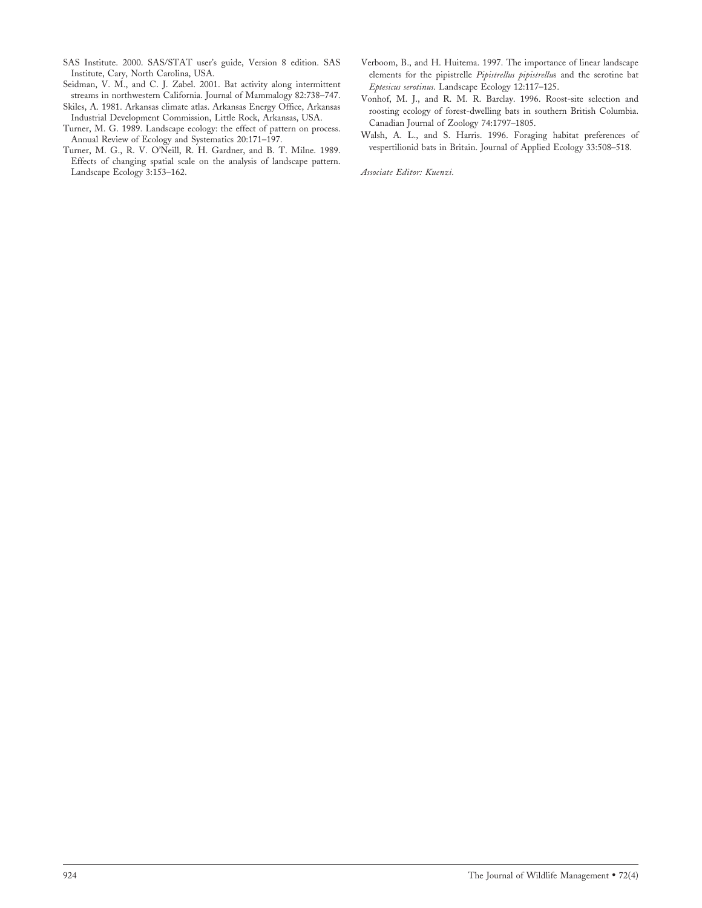SAS Institute. 2000. SAS/STAT user's guide, Version 8 edition. SAS Institute, Cary, North Carolina, USA.

Seidman, V. M., and C. J. Zabel. 2001. Bat activity along intermittent streams in northwestern California. Journal of Mammalogy 82:738–747.

Skiles, A. 1981. Arkansas climate atlas. Arkansas Energy Office, Arkansas Industrial Development Commission, Little Rock, Arkansas, USA.

Turner, M. G. 1989. Landscape ecology: the effect of pattern on process. Annual Review of Ecology and Systematics 20:171–197.

Turner, M. G., R. V. O'Neill, R. H. Gardner, and B. T. Milne. 1989. Effects of changing spatial scale on the analysis of landscape pattern. Landscape Ecology 3:153–162.

Verboom, B., and H. Huitema. 1997. The importance of linear landscape elements for the pipistrelle *Pipistrellus pipistrellus* and the serotine bat *Eptesicus serotinus*. Landscape Ecology 12:117–125.

Vonhof, M. J., and R. M. R. Barclay. 1996. Roost-site selection and roosting ecology of forest-dwelling bats in southern British Columbia. Canadian Journal of Zoology 74:1797–1805.

Walsh, A. L., and S. Harris. 1996. Foraging habitat preferences of vespertilionid bats in Britain. Journal of Applied Ecology 33:508–518.

*Associate Editor: Kuenzi.*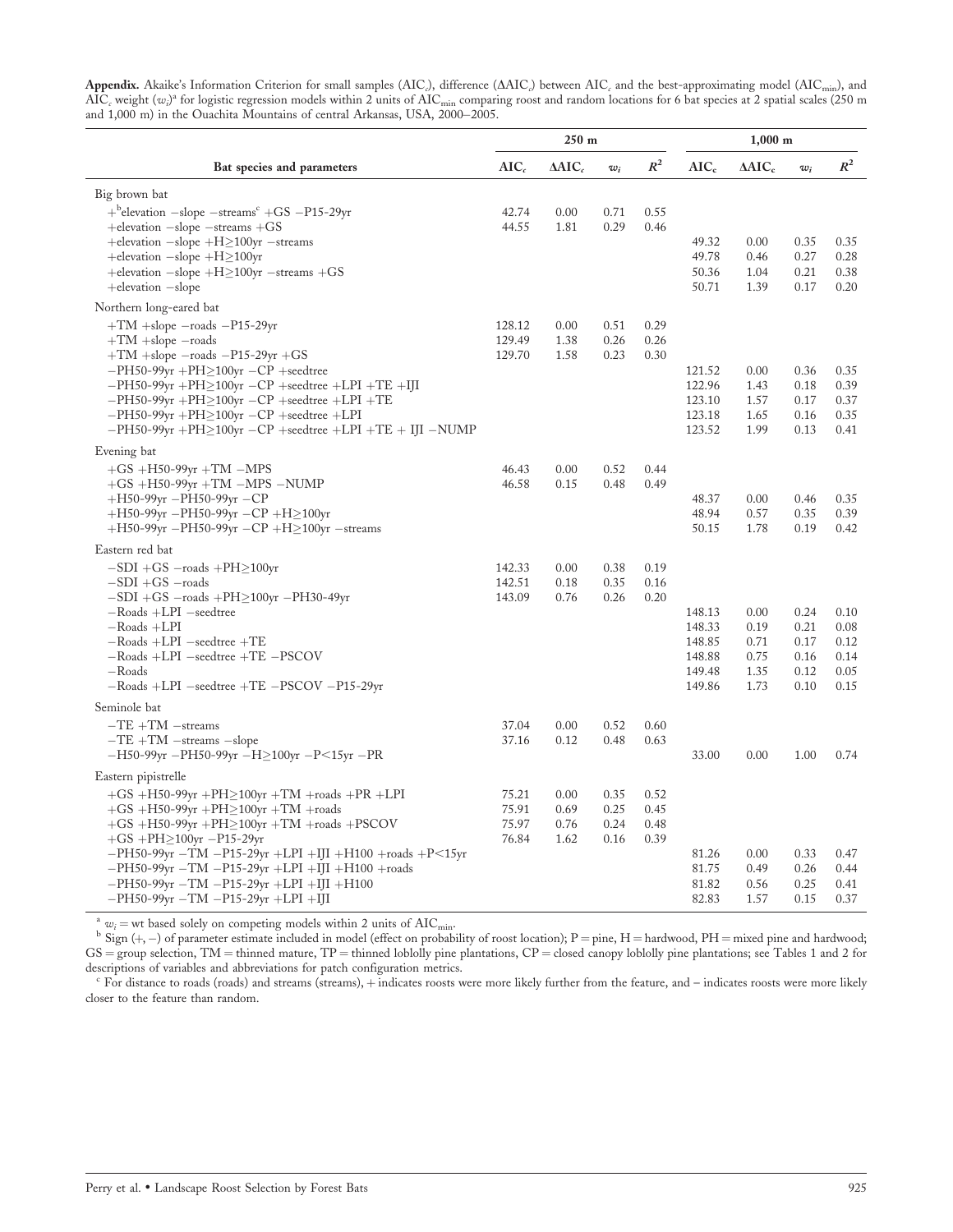**Appendix.** Akaike's Information Criterion for small samples ($AIC_c$), difference ($\Delta AIC_c$) between $AIC_c$ and the best-approximating model ($AIC_{min}$), and $AIC_c$ weight ($w_i$)[a] for logistic regression models within 2 units of $AIC_{min}$ comparing roost and random locations for 6 bat species at 2 spatial scales (250 m and 1,000 m) in the Ouachita Mountains of central Arkansas, USA, 2000–2005.

| | 250 m | | | | 1,000 m | | | |
|---|---|---|---|---|---|---|---|---|
| Bat species and parameters | $AIC_c$ | $\Delta AIC_c$ | $w_i$ | $R^2$ | $AIC_c$ | $\Delta AIC_c$ | $w_i$ | $R^2$ |
| Big brown bat | | | | | | | | |
| +[b]elevation −slope −streams[c] +GS −P15-29yr | 42.74 | 0.00 | 0.71 | 0.55 | | | | |
| +elevation −slope −streams +GS | 44.55 | 1.81 | 0.29 | 0.46 | | | | |
| +elevation −slope +H≥100yr −streams | | | | | 49.32 | 0.00 | 0.35 | 0.35 |
| +elevation −slope +H≥100yr | | | | | 49.78 | 0.46 | 0.27 | 0.28 |
| +elevation −slope +H≥100yr −streams +GS | | | | | 50.36 | 1.04 | 0.21 | 0.38 |
| +elevation −slope | | | | | 50.71 | 1.39 | 0.17 | 0.20 |
| Northern long-eared bat | | | | | | | | |
| +TM +slope −roads −P15-29yr | 128.12 | 0.00 | 0.51 | 0.29 | | | | |
| +TM +slope −roads | 129.49 | 1.38 | 0.26 | 0.26 | | | | |
| +TM +slope −roads −P15-29yr +GS | 129.70 | 1.58 | 0.23 | 0.30 | | | | |
| −PH50-99yr +PH≥100yr −CP +seedtree | | | | | 121.52 | 0.00 | 0.36 | 0.35 |
| −PH50-99yr +PH≥100yr −CP +seedtree +LPI +TE +IJI | | | | | 122.96 | 1.43 | 0.18 | 0.39 |
| −PH50-99yr +PH≥100yr −CP +seedtree +LPI +TE | | | | | 123.10 | 1.57 | 0.17 | 0.37 |
| −PH50-99yr +PH≥100yr −CP +seedtree +LPI | | | | | 123.18 | 1.65 | 0.16 | 0.35 |
| −PH50-99yr +PH≥100yr −CP +seedtree +LPI +TE + IJI −NUMP | | | | | 123.52 | 1.99 | 0.13 | 0.41 |
| Evening bat | | | | | | | | |
| +GS +H50-99yr +TM −MPS | 46.43 | 0.00 | 0.52 | 0.44 | | | | |
| +GS +H50-99yr +TM −MPS −NUMP | 46.58 | 0.15 | 0.48 | 0.49 | | | | |
| +H50-99yr −PH50-99yr −CP | | | | | 48.37 | 0.00 | 0.46 | 0.35 |
| +H50-99yr −PH50-99yr −CP +H≥100yr | | | | | 48.94 | 0.57 | 0.35 | 0.39 |
| +H50-99yr −PH50-99yr −CP +H≥100yr −streams | | | | | 50.15 | 1.78 | 0.19 | 0.42 |
| Eastern red bat | | | | | | | | |
| −SDI +GS −roads +PH≥100yr | 142.33 | 0.00 | 0.38 | 0.19 | | | | |
| −SDI +GS −roads | 142.51 | 0.18 | 0.35 | 0.16 | | | | |
| −SDI +GS −roads +PH≥100yr −PH30-49yr | 143.09 | 0.76 | 0.26 | 0.20 | | | | |
| −Roads +LPI −seedtree | | | | | 148.13 | 0.00 | 0.24 | 0.10 |
| −Roads +LPI | | | | | 148.33 | 0.19 | 0.21 | 0.08 |
| −Roads +LPI −seedtree +TE | | | | | 148.85 | 0.71 | 0.17 | 0.12 |
| −Roads +LPI −seedtree +TE −PSCOV | | | | | 148.88 | 0.75 | 0.16 | 0.14 |
| −Roads | | | | | 149.48 | 1.35 | 0.12 | 0.05 |
| −Roads +LPI −seedtree +TE −PSCOV −P15-29yr | | | | | 149.86 | 1.73 | 0.10 | 0.15 |
| Seminole bat | | | | | | | | |
| −TE +TM −streams | 37.04 | 0.00 | 0.52 | 0.60 | | | | |
| −TE +TM −streams −slope | 37.16 | 0.12 | 0.48 | 0.63 | | | | |
| −H50-99yr −PH50-99yr −H≥100yr −P<15yr −PR | | | | | 33.00 | 0.00 | 1.00 | 0.74 |
| Eastern pipistrelle | | | | | | | | |
| +GS +H50-99yr +PH≥100yr +TM +roads +PR +LPI | 75.21 | 0.00 | 0.35 | 0.52 | | | | |
| +GS +H50-99yr +PH≥100yr +TM +roads | 75.91 | 0.69 | 0.25 | 0.45 | | | | |
| +GS +H50-99yr +PH≥100yr +TM +roads +PSCOV | 75.97 | 0.76 | 0.24 | 0.48 | | | | |
| +GS +PH≥100yr −P15-29yr | 76.84 | 1.62 | 0.16 | 0.39 | | | | |
| −PH50-99yr −TM −P15-29yr +LPI +IJI +H100 +roads +P<15yr | | | | | 81.26 | 0.00 | 0.33 | 0.47 |
| −PH50-99yr −TM −P15-29yr +LPI +IJI +H100 +roads | | | | | 81.75 | 0.49 | 0.26 | 0.44 |
| −PH50-99yr −TM −P15-29yr +LPI +IJI +H100 | | | | | 81.82 | 0.56 | 0.25 | 0.41 |
| −PH50-99yr −TM −P15-29yr +LPI +IJI | | | | | 82.83 | 1.57 | 0.15 | 0.37 |

[a] $w_i$ = wt based solely on competing models within 2 units of $AIC_{min}$.

[b] Sign (+, −) of parameter estimate included in model (effect on probability of roost location); P = pine, H = hardwood, PH = mixed pine and hardwood; GS = group selection, TM = thinned mature, TP = thinned loblolly pine plantations, CP = closed canopy loblolly pine plantations; see Tables 1 and 2 for descriptions of variables and abbreviations for patch configuration metrics.

[c] For distance to roads (roads) and streams (streams), + indicates roosts were more likely further from the feature, and – indicates roosts were more likely closer to the feature than random.